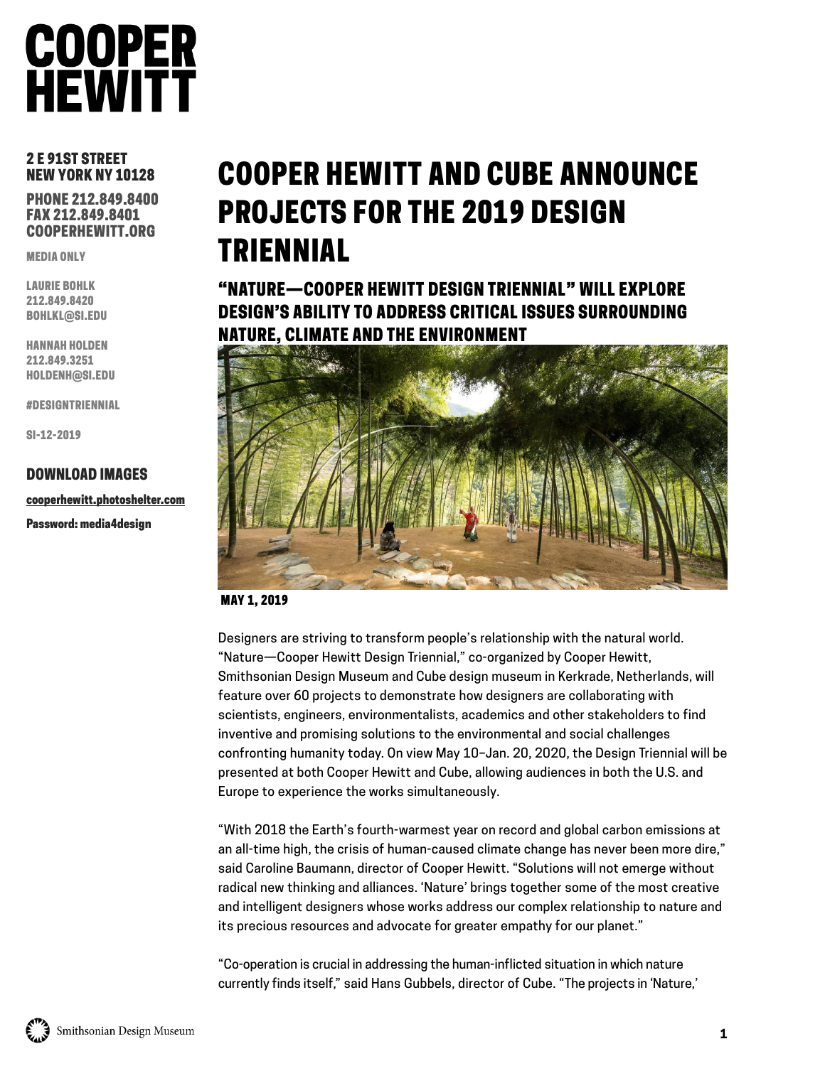# COOPER HEWITT

**2 E 91ST STREET**
**NEW YORK NY 10128**

**PHONE 212.849.8400**
**FAX 212.849.8401**
**COOPERHEWITT.ORG**

MEDIA ONLY

LAURIE BOHLK
212.849.8420
BOHLKL@SI.EDU

HANNAH HOLDEN
212.849.3251
HOLDENH@SI.EDU

#DESIGNTRIENNIAL

SI-12-2019

**DOWNLOAD IMAGES**

cooperhewitt.photoshelter.com

**Password: media4design**

# COOPER HEWITT AND CUBE ANNOUNCE PROJECTS FOR THE 2019 DESIGN TRIENNIAL

## "NATURE—COOPER HEWITT DESIGN TRIENNIAL" WILL EXPLORE DESIGN'S ABILITY TO ADDRESS CRITICAL ISSUES SURROUNDING NATURE, CLIMATE AND THE ENVIRONMENT

**MAY 1, 2019**

Designers are striving to transform people's relationship with the natural world. "Nature—Cooper Hewitt Design Triennial," co-organized by Cooper Hewitt, Smithsonian Design Museum and Cube design museum in Kerkrade, Netherlands, will feature over 60 projects to demonstrate how designers are collaborating with scientists, engineers, environmentalists, academics and other stakeholders to find inventive and promising solutions to the environmental and social challenges confronting humanity today. On view May 10–Jan. 20, 2020, the Design Triennial will be presented at both Cooper Hewitt and Cube, allowing audiences in both the U.S. and Europe to experience the works simultaneously.

"With 2018 the Earth's fourth-warmest year on record and global carbon emissions at an all-time high, the crisis of human-caused climate change has never been more dire," said Caroline Baumann, director of Cooper Hewitt. "Solutions will not emerge without radical new thinking and alliances. 'Nature' brings together some of the most creative and intelligent designers whose works address our complex relationship to nature and its precious resources and advocate for greater empathy for our planet."

"Co-operation is crucial in addressing the human-inflicted situation in which nature currently finds itself," said Hans Gubbels, director of Cube. "The projects in 'Nature,'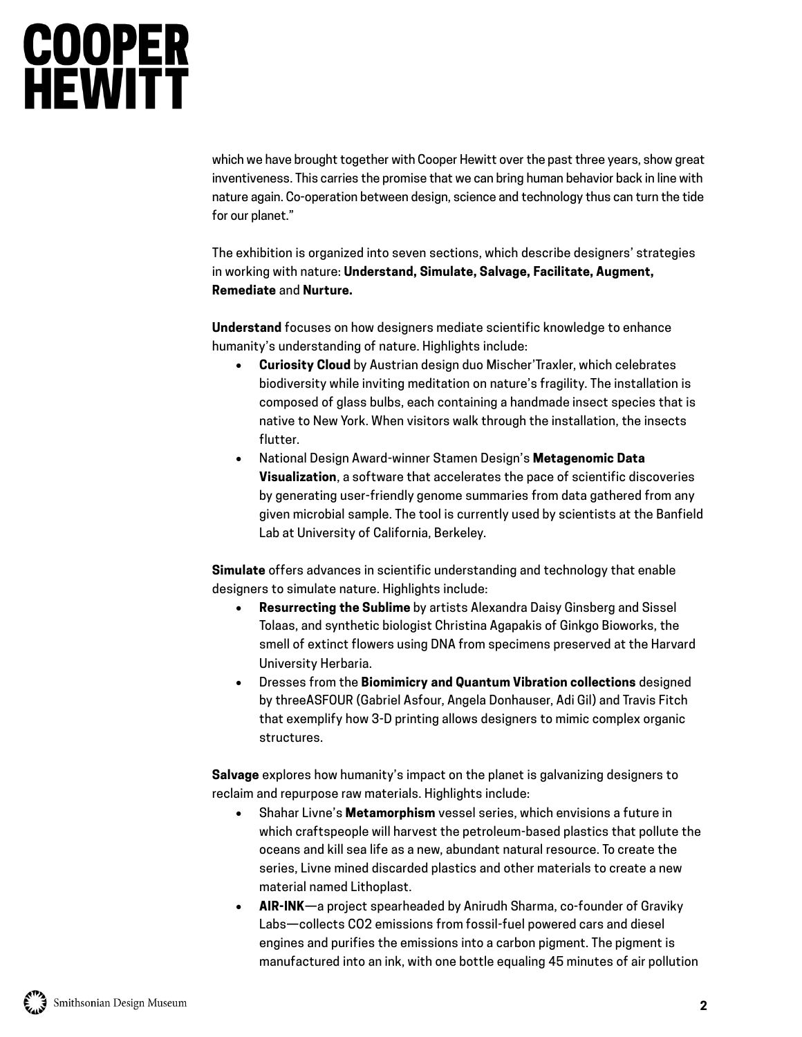which we have brought together with Cooper Hewitt over the past three years, show great inventiveness. This carries the promise that we can bring human behavior back in line with nature again. Co-operation between design, science and technology thus can turn the tide for our planet."

The exhibition is organized into seven sections, which describe designers' strategies in working with nature: **Understand, Simulate, Salvage, Facilitate, Augment, Remediate** and **Nurture.**

**Understand** focuses on how designers mediate scientific knowledge to enhance humanity's understanding of nature. Highlights include:

- **Curiosity Cloud** by Austrian design duo Mischer'Traxler, which celebrates biodiversity while inviting meditation on nature's fragility. The installation is composed of glass bulbs, each containing a handmade insect species that is native to New York. When visitors walk through the installation, the insects flutter.
- National Design Award-winner Stamen Design's **Metagenomic Data Visualization**, a software that accelerates the pace of scientific discoveries by generating user-friendly genome summaries from data gathered from any given microbial sample. The tool is currently used by scientists at the Banfield Lab at University of California, Berkeley.

**Simulate** offers advances in scientific understanding and technology that enable designers to simulate nature. Highlights include:

- **Resurrecting the Sublime** by artists Alexandra Daisy Ginsberg and Sissel Tolaas, and synthetic biologist Christina Agapakis of Ginkgo Bioworks, the smell of extinct flowers using DNA from specimens preserved at the Harvard University Herbaria.
- Dresses from the **Biomimicry and Quantum Vibration collections** designed by threeASFOUR (Gabriel Asfour, Angela Donhauser, Adi Gil) and Travis Fitch that exemplify how 3-D printing allows designers to mimic complex organic structures.

**Salvage** explores how humanity's impact on the planet is galvanizing designers to reclaim and repurpose raw materials. Highlights include:

- Shahar Livne's **Metamorphism** vessel series, which envisions a future in which craftspeople will harvest the petroleum-based plastics that pollute the oceans and kill sea life as a new, abundant natural resource. To create the series, Livne mined discarded plastics and other materials to create a new material named Lithoplast.
- **AIR-INK**—a project spearheaded by Anirudh Sharma, co-founder of Graviky Labs—collects $CO_2$ emissions from fossil-fuel powered cars and diesel engines and purifies the emissions into a carbon pigment. The pigment is manufactured into an ink, with one bottle equaling 45 minutes of air pollution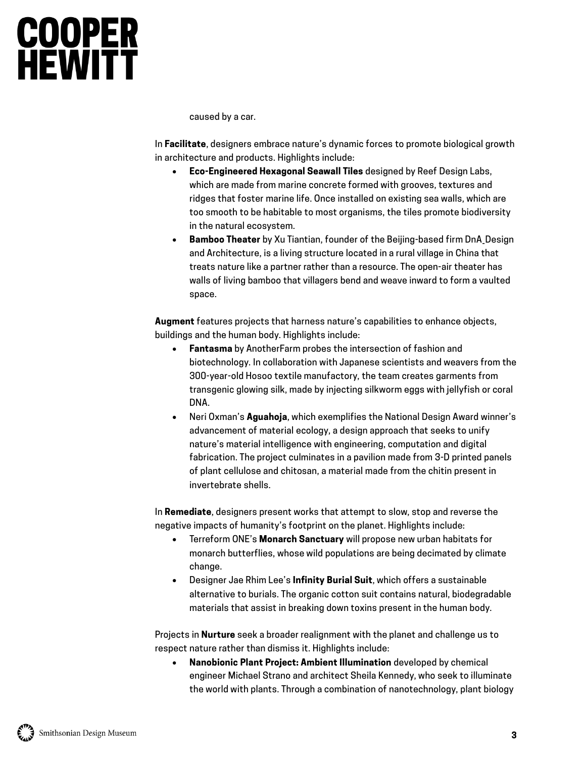caused by a car.

In **Facilitate**, designers embrace nature's dynamic forces to promote biological growth in architecture and products. Highlights include:

- **Eco-Engineered Hexagonal Seawall Tiles** designed by Reef Design Labs, which are made from marine concrete formed with grooves, textures and ridges that foster marine life. Once installed on existing sea walls, which are too smooth to be habitable to most organisms, the tiles promote biodiversity in the natural ecosystem.
- **Bamboo Theater** by Xu Tiantian, founder of the Beijing-based firm DnA_Design and Architecture, is a living structure located in a rural village in China that treats nature like a partner rather than a resource. The open-air theater has walls of living bamboo that villagers bend and weave inward to form a vaulted space.

**Augment** features projects that harness nature's capabilities to enhance objects, buildings and the human body. Highlights include:

- **Fantasma** by AnotherFarm probes the intersection of fashion and biotechnology. In collaboration with Japanese scientists and weavers from the 300-year-old Hosoo textile manufactory, the team creates garments from transgenic glowing silk, made by injecting silkworm eggs with jellyfish or coral DNA.
- Neri Oxman's **Aguahoja**, which exemplifies the National Design Award winner's advancement of material ecology, a design approach that seeks to unify nature's material intelligence with engineering, computation and digital fabrication. The project culminates in a pavilion made from 3-D printed panels of plant cellulose and chitosan, a material made from the chitin present in invertebrate shells.

In **Remediate**, designers present works that attempt to slow, stop and reverse the negative impacts of humanity's footprint on the planet. Highlights include:

- Terreform ONE's **Monarch Sanctuary** will propose new urban habitats for monarch butterflies, whose wild populations are being decimated by climate change.
- Designer Jae Rhim Lee's **Infinity Burial Suit**, which offers a sustainable alternative to burials. The organic cotton suit contains natural, biodegradable materials that assist in breaking down toxins present in the human body.

Projects in **Nurture** seek a broader realignment with the planet and challenge us to respect nature rather than dismiss it. Highlights include:

- **Nanobionic Plant Project: Ambient Illumination** developed by chemical engineer Michael Strano and architect Sheila Kennedy, who seek to illuminate the world with plants. Through a combination of nanotechnology, plant biology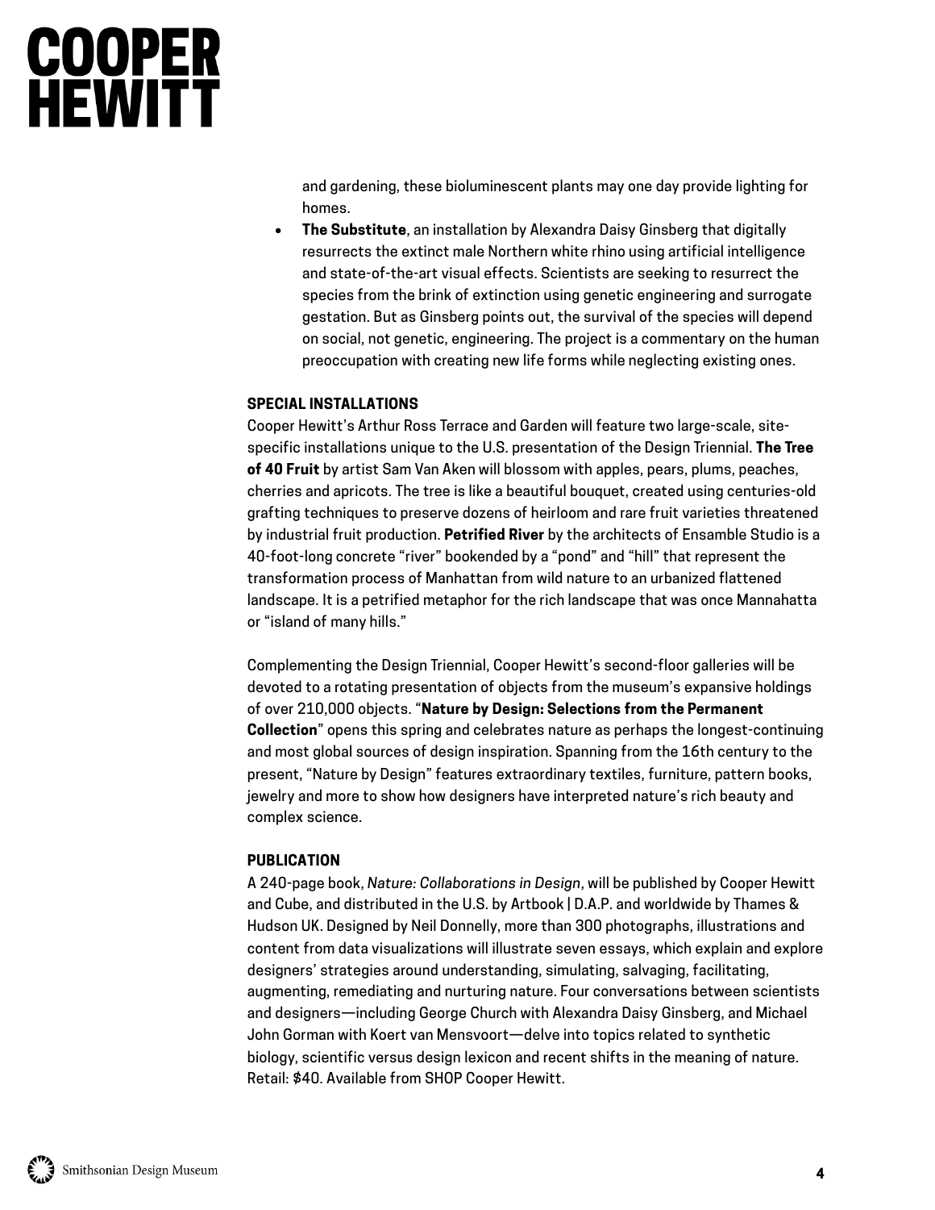and gardening, these bioluminescent plants may one day provide lighting for homes.

- **The Substitute**, an installation by Alexandra Daisy Ginsberg that digitally resurrects the extinct male Northern white rhino using artificial intelligence and state-of-the-art visual effects. Scientists are seeking to resurrect the species from the brink of extinction using genetic engineering and surrogate gestation. But as Ginsberg points out, the survival of the species will depend on social, not genetic, engineering. The project is a commentary on the human preoccupation with creating new life forms while neglecting existing ones.

**SPECIAL INSTALLATIONS**

Cooper Hewitt's Arthur Ross Terrace and Garden will feature two large-scale, site-specific installations unique to the U.S. presentation of the Design Triennial. **The Tree of 40 Fruit** by artist Sam Van Aken will blossom with apples, pears, plums, peaches, cherries and apricots. The tree is like a beautiful bouquet, created using centuries-old grafting techniques to preserve dozens of heirloom and rare fruit varieties threatened by industrial fruit production. **Petrified River** by the architects of Ensamble Studio is a 40-foot-long concrete "river" bookended by a "pond" and "hill" that represent the transformation process of Manhattan from wild nature to an urbanized flattened landscape. It is a petrified metaphor for the rich landscape that was once Mannahatta or "island of many hills."

Complementing the Design Triennial, Cooper Hewitt's second-floor galleries will be devoted to a rotating presentation of objects from the museum's expansive holdings of over 210,000 objects. "**Nature by Design: Selections from the Permanent Collection**" opens this spring and celebrates nature as perhaps the longest-continuing and most global sources of design inspiration. Spanning from the 16th century to the present, "Nature by Design" features extraordinary textiles, furniture, pattern books, jewelry and more to show how designers have interpreted nature's rich beauty and complex science.

**PUBLICATION**

A 240-page book, *Nature: Collaborations in Design*, will be published by Cooper Hewitt and Cube, and distributed in the U.S. by Artbook | D.A.P. and worldwide by Thames & Hudson UK. Designed by Neil Donnelly, more than 300 photographs, illustrations and content from data visualizations will illustrate seven essays, which explain and explore designers' strategies around understanding, simulating, salvaging, facilitating, augmenting, remediating and nurturing nature. Four conversations between scientists and designers—including George Church with Alexandra Daisy Ginsberg, and Michael John Gorman with Koert van Mensvoort—delve into topics related to synthetic biology, scientific versus design lexicon and recent shifts in the meaning of nature. Retail: $40. Available from SHOP Cooper Hewitt.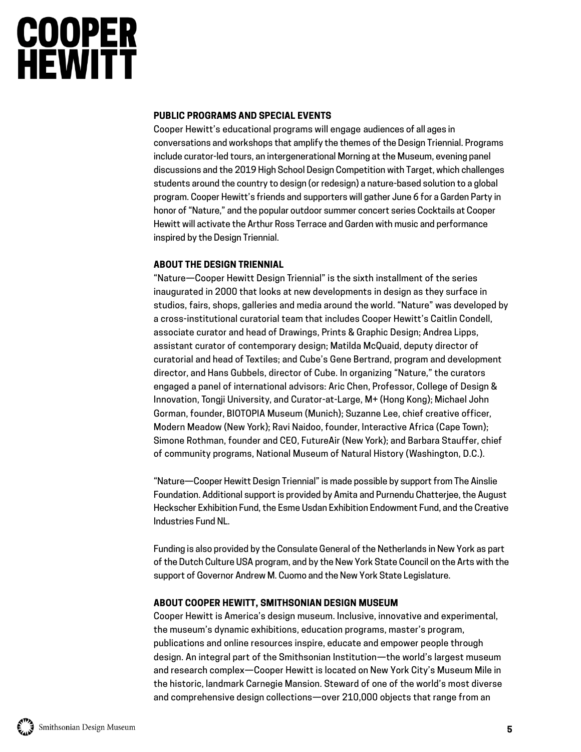## PUBLIC PROGRAMS AND SPECIAL EVENTS

Cooper Hewitt's educational programs will engage audiences of all ages in conversations and workshops that amplify the themes of the Design Triennial. Programs include curator-led tours, an intergenerational Morning at the Museum, evening panel discussions and the 2019 High School Design Competition with Target, which challenges students around the country to design (or redesign) a nature-based solution to a global program. Cooper Hewitt's friends and supporters will gather June 6 for a Garden Party in honor of "Nature," and the popular outdoor summer concert series Cocktails at Cooper Hewitt will activate the Arthur Ross Terrace and Garden with music and performance inspired by the Design Triennial.

## ABOUT THE DESIGN TRIENNIAL

"Nature—Cooper Hewitt Design Triennial" is the sixth installment of the series inaugurated in 2000 that looks at new developments in design as they surface in studios, fairs, shops, galleries and media around the world. "Nature" was developed by a cross-institutional curatorial team that includes Cooper Hewitt's Caitlin Condell, associate curator and head of Drawings, Prints & Graphic Design; Andrea Lipps, assistant curator of contemporary design; Matilda McQuaid, deputy director of curatorial and head of Textiles; and Cube's Gene Bertrand, program and development director, and Hans Gubbels, director of Cube. In organizing "Nature," the curators engaged a panel of international advisors: Aric Chen, Professor, College of Design & Innovation, Tongji University, and Curator-at-Large, M+ (Hong Kong); Michael John Gorman, founder, BIOTOPIA Museum (Munich); Suzanne Lee, chief creative officer, Modern Meadow (New York); Ravi Naidoo, founder, Interactive Africa (Cape Town); Simone Rothman, founder and CEO, FutureAir (New York); and Barbara Stauffer, chief of community programs, National Museum of Natural History (Washington, D.C.).

"Nature—Cooper Hewitt Design Triennial" is made possible by support from The Ainslie Foundation. Additional support is provided by Amita and Purnendu Chatterjee, the August Heckscher Exhibition Fund, the Esme Usdan Exhibition Endowment Fund, and the Creative Industries Fund NL.

Funding is also provided by the Consulate General of the Netherlands in New York as part of the Dutch Culture USA program, and by the New York State Council on the Arts with the support of Governor Andrew M. Cuomo and the New York State Legislature.

## ABOUT COOPER HEWITT, SMITHSONIAN DESIGN MUSEUM

Cooper Hewitt is America's design museum. Inclusive, innovative and experimental, the museum's dynamic exhibitions, education programs, master's program, publications and online resources inspire, educate and empower people through design. An integral part of the Smithsonian Institution—the world's largest museum and research complex—Cooper Hewitt is located on New York City's Museum Mile in the historic, landmark Carnegie Mansion. Steward of one of the world's most diverse and comprehensive design collections—over 210,000 objects that range from an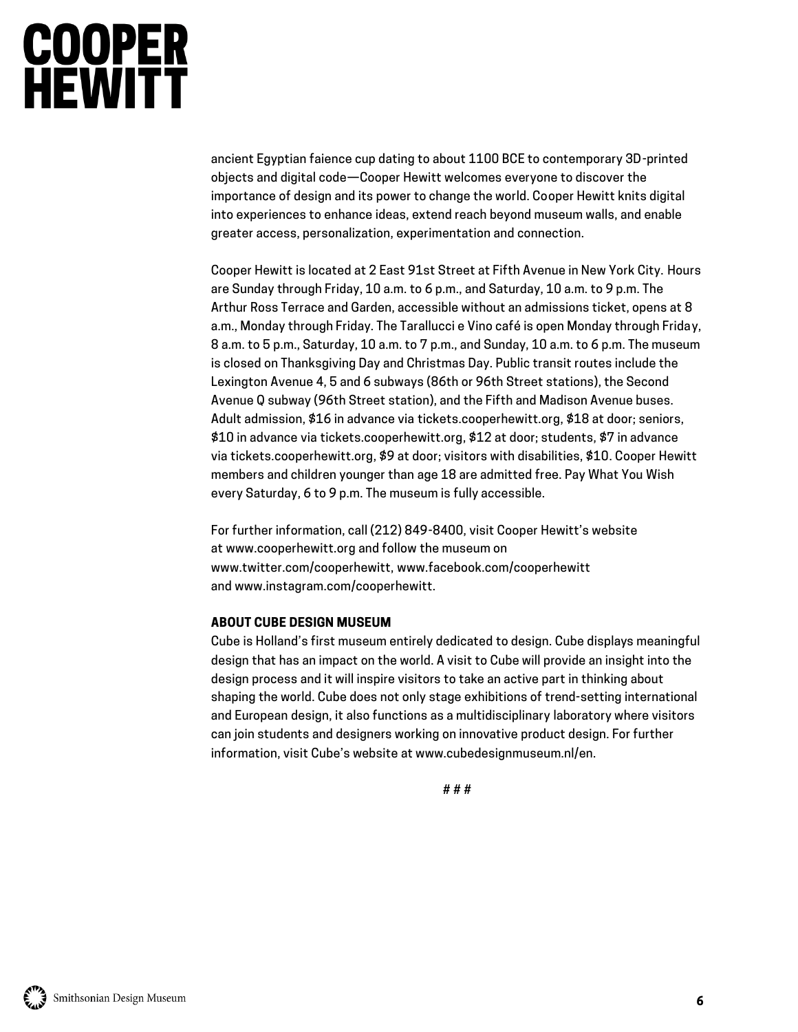ancient Egyptian faience cup dating to about 1100 BCE to contemporary 3D-printed objects and digital code—Cooper Hewitt welcomes everyone to discover the importance of design and its power to change the world. Cooper Hewitt knits digital into experiences to enhance ideas, extend reach beyond museum walls, and enable greater access, personalization, experimentation and connection.

Cooper Hewitt is located at 2 East 91st Street at Fifth Avenue in New York City. Hours are Sunday through Friday, 10 a.m. to 6 p.m., and Saturday, 10 a.m. to 9 p.m. The Arthur Ross Terrace and Garden, accessible without an admissions ticket, opens at 8 a.m., Monday through Friday. The Tarallucci e Vino café is open Monday through Friday, 8 a.m. to 5 p.m., Saturday, 10 a.m. to 7 p.m., and Sunday, 10 a.m. to 6 p.m. The museum is closed on Thanksgiving Day and Christmas Day. Public transit routes include the Lexington Avenue 4, 5 and 6 subways (86th or 96th Street stations), the Second Avenue Q subway (96th Street station), and the Fifth and Madison Avenue buses. Adult admission, $16 in advance via tickets.cooperhewitt.org, $18 at door; seniors, $10 in advance via tickets.cooperhewitt.org, $12 at door; students, $7 in advance via tickets.cooperhewitt.org, $9 at door; visitors with disabilities, $10. Cooper Hewitt members and children younger than age 18 are admitted free. Pay What You Wish every Saturday, 6 to 9 p.m. The museum is fully accessible.

For further information, call (212) 849-8400, visit Cooper Hewitt's website at www.cooperhewitt.org and follow the museum on www.twitter.com/cooperhewitt, www.facebook.com/cooperhewitt and www.instagram.com/cooperhewitt.

**ABOUT CUBE DESIGN MUSEUM**

Cube is Holland's first museum entirely dedicated to design. Cube displays meaningful design that has an impact on the world. A visit to Cube will provide an insight into the design process and it will inspire visitors to take an active part in thinking about shaping the world. Cube does not only stage exhibitions of trend-setting international and European design, it also functions as a multidisciplinary laboratory where visitors can join students and designers working on innovative product design. For further information, visit Cube's website at www.cubedesignmuseum.nl/en.

# # #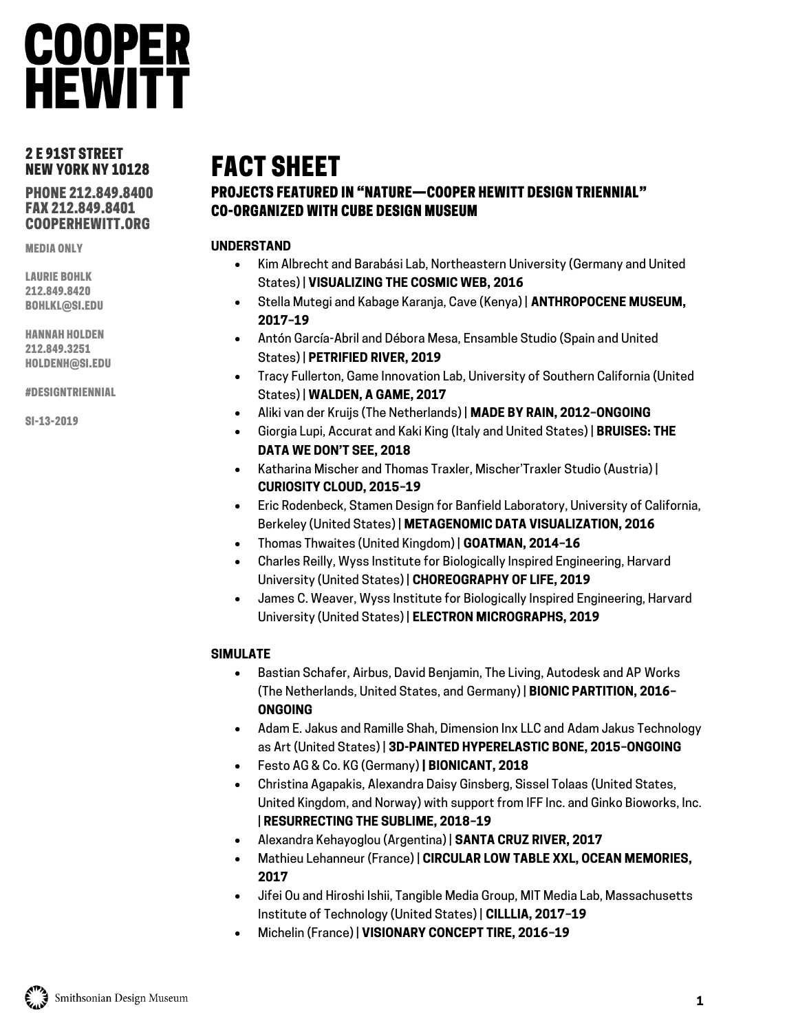# COOPER HEWITT

2 E 91ST STREET
NEW YORK NY 10128

PHONE 212.849.8400
FAX 212.849.8401
COOPERHEWITT.ORG

MEDIA ONLY

LAURIE BOHLK
212.849.8420
BOHLKL@SI.EDU

HANNAH HOLDEN
212.849.3251
HOLDENH@SI.EDU

#DESIGNTRIENNIAL

SI-13-2019

# FACT SHEET

## PROJECTS FEATURED IN "NATURE—COOPER HEWITT DESIGN TRIENNIAL" CO-ORGANIZED WITH CUBE DESIGN MUSEUM

### UNDERSTAND

- Kim Albrecht and Barabási Lab, Northeastern University (Germany and United States) | **VISUALIZING THE COSMIC WEB, 2016**
- Stella Mutegi and Kabage Karanja, Cave (Kenya) | **ANTHROPOCENE MUSEUM, 2017–19**
- Antón García-Abril and Débora Mesa, Ensamble Studio (Spain and United States) | **PETRIFIED RIVER, 2019**
- Tracy Fullerton, Game Innovation Lab, University of Southern California (United States) | **WALDEN, A GAME, 2017**
- Aliki van der Kruijs (The Netherlands) **| MADE BY RAIN, 2012–ONGOING**
- Giorgia Lupi, Accurat and Kaki King (Italy and United States) | **BRUISES: THE DATA WE DON'T SEE, 2018**
- Katharina Mischer and Thomas Traxler, Mischer'Traxler Studio (Austria) | **CURIOSITY CLOUD, 2015–19**
- Eric Rodenbeck, Stamen Design for Banfield Laboratory, University of California, Berkeley (United States) | **METAGENOMIC DATA VISUALIZATION, 2016**
- Thomas Thwaites (United Kingdom) | **GOATMAN, 2014–16**
- Charles Reilly, Wyss Institute for Biologically Inspired Engineering, Harvard University (United States) | **CHOREOGRAPHY OF LIFE, 2019**
- James C. Weaver, Wyss Institute for Biologically Inspired Engineering, Harvard University (United States) | **ELECTRON MICROGRAPHS, 2019**

### SIMULATE

- Bastian Schafer, Airbus, David Benjamin, The Living, Autodesk and AP Works (The Netherlands, United States, and Germany) | **BIONIC PARTITION, 2016–ONGOING**
- Adam E. Jakus and Ramille Shah, Dimension Inx LLC and Adam Jakus Technology as Art (United States) | **3D-PAINTED HYPERELASTIC BONE, 2015–ONGOING**
- Festo AG & Co. KG (Germany) **| BIONICANT, 2018**
- Christina Agapakis, Alexandra Daisy Ginsberg, Sissel Tolaas (United States, United Kingdom, and Norway) with support from IFF Inc. and Ginko Bioworks, Inc. | **RESURRECTING THE SUBLIME, 2018–19**
- Alexandra Kehayoglou (Argentina) | **SANTA CRUZ RIVER, 2017**
- Mathieu Lehanneur (France) | **CIRCULAR LOW TABLE XXL, OCEAN MEMORIES, 2017**
- Jifei Ou and Hiroshi Ishii, Tangible Media Group, MIT Media Lab, Massachusetts Institute of Technology (United States) | **CILLLIA, 2017–19**
- Michelin (France) | **VISIONARY CONCEPT TIRE, 2016–19**

Smithsonian Design Museum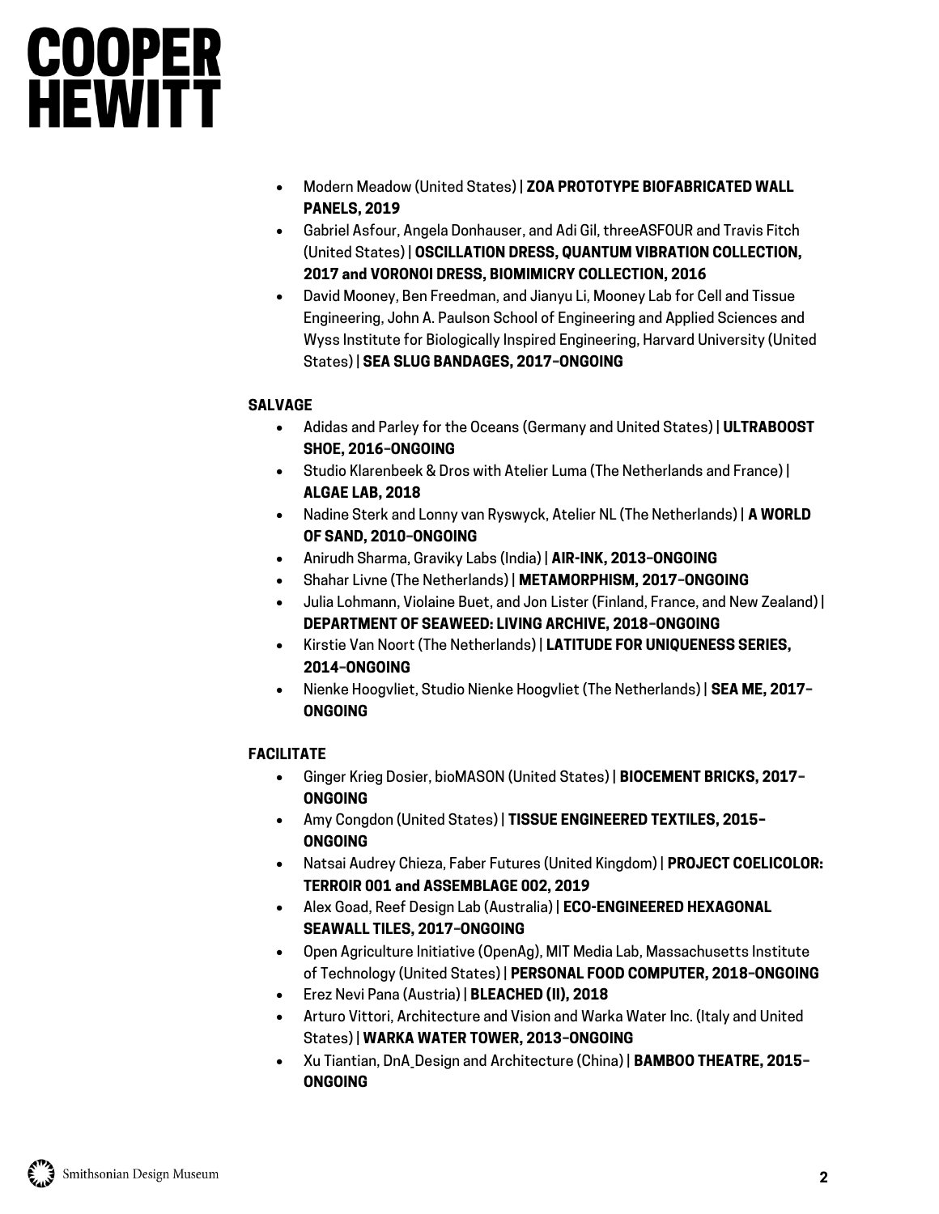- Modern Meadow (United States) | **ZOA PROTOTYPE BIOFABRICATED WALL PANELS, 2019**
- Gabriel Asfour, Angela Donhauser, and Adi Gil, threeASFOUR and Travis Fitch (United States) | **OSCILLATION DRESS, QUANTUM VIBRATION COLLECTION, 2017 and VORONOI DRESS, BIOMIMICRY COLLECTION, 2016**
- David Mooney, Ben Freedman, and Jianyu Li, Mooney Lab for Cell and Tissue Engineering, John A. Paulson School of Engineering and Applied Sciences and Wyss Institute for Biologically Inspired Engineering, Harvard University (United States) | **SEA SLUG BANDAGES, 2017–ONGOING**

**SALVAGE**

- Adidas and Parley for the Oceans (Germany and United States) | **ULTRABOOST SHOE, 2016–ONGOING**
- Studio Klarenbeek & Dros with Atelier Luma (The Netherlands and France) | **ALGAE LAB, 2018**
- Nadine Sterk and Lonny van Ryswyck, Atelier NL (The Netherlands) | **A WORLD OF SAND, 2010–ONGOING**
- Anirudh Sharma, Graviky Labs (India) | **AIR-INK, 2013–ONGOING**
- Shahar Livne (The Netherlands) | **METAMORPHISM, 2017–ONGOING**
- Julia Lohmann, Violaine Buet, and Jon Lister (Finland, France, and New Zealand) | **DEPARTMENT OF SEAWEED: LIVING ARCHIVE, 2018–ONGOING**
- Kirstie Van Noort (The Netherlands) | **LATITUDE FOR UNIQUENESS SERIES, 2014–ONGOING**
- Nienke Hoogvliet, Studio Nienke Hoogvliet (The Netherlands) | **SEA ME, 2017–ONGOING**

**FACILITATE**

- Ginger Krieg Dosier, bioMASON (United States) | **BIOCEMENT BRICKS, 2017–ONGOING**
- Amy Congdon (United States) | **TISSUE ENGINEERED TEXTILES, 2015–ONGOING**
- Natsai Audrey Chieza, Faber Futures (United Kingdom) | **PROJECT COELICOLOR: TERROIR 001 and ASSEMBLAGE 002, 2019**
- Alex Goad, Reef Design Lab (Australia) | **ECO-ENGINEERED HEXAGONAL SEAWALL TILES, 2017–ONGOING**
- Open Agriculture Initiative (OpenAg), MIT Media Lab, Massachusetts Institute of Technology (United States) | **PERSONAL FOOD COMPUTER, 2018–ONGOING**
- Erez Nevi Pana (Austria) | **BLEACHED (II), 2018**
- Arturo Vittori, Architecture and Vision and Warka Water Inc. (Italy and United States) | **WARKA WATER TOWER, 2013–ONGOING**
- Xu Tiantian, DnA_Design and Architecture (China) | **BAMBOO THEATRE, 2015–ONGOING**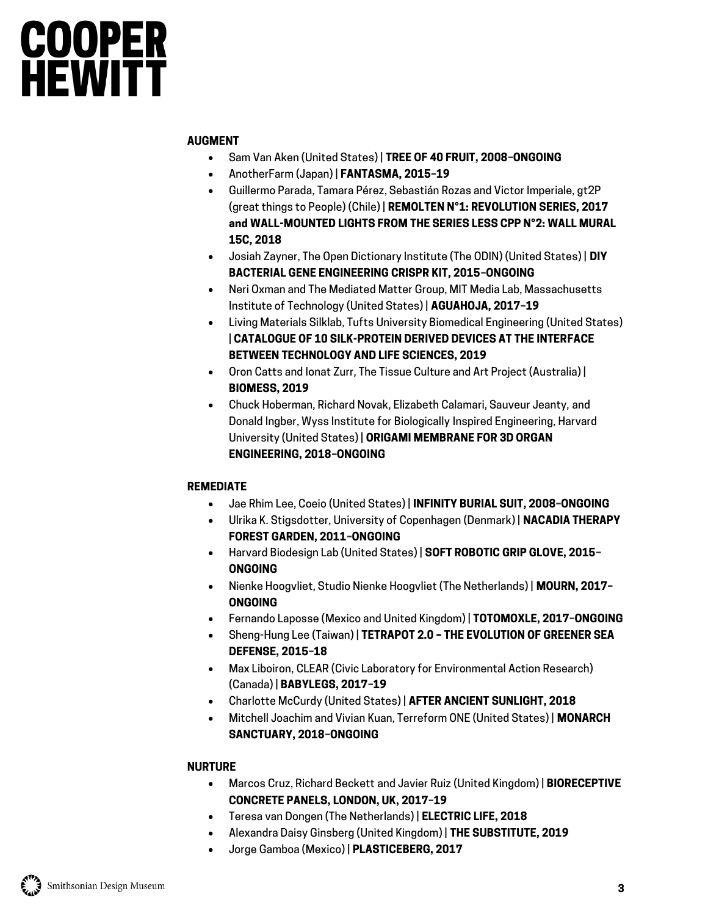## AUGMENT

- Sam Van Aken (United States) | **TREE OF 40 FRUIT, 2008–ONGOING**
- AnotherFarm (Japan) | **FANTASMA, 2015–19**
- Guillermo Parada, Tamara Pérez, Sebastián Rozas and Victor Imperiale, gt2P (great things to People) (Chile) | **REMOLTEN N°1: REVOLUTION SERIES, 2017 and WALL-MOUNTED LIGHTS FROM THE SERIES LESS CPP N°2: WALL MURAL 15C, 2018**
- Josiah Zayner, The Open Dictionary Institute (The ODIN) (United States) | **DIY BACTERIAL GENE ENGINEERING CRISPR KIT, 2015–ONGOING**
- Neri Oxman and The Mediated Matter Group, MIT Media Lab, Massachusetts Institute of Technology (United States) | **AGUAHOJA, 2017–19**
- Living Materials Silklab, Tufts University Biomedical Engineering (United States) | **CATALOGUE OF 10 SILK-PROTEIN DERIVED DEVICES AT THE INTERFACE BETWEEN TECHNOLOGY AND LIFE SCIENCES, 2019**
- Oron Catts and Ionat Zurr, The Tissue Culture and Art Project (Australia) | **BIOMESS, 2019**
- Chuck Hoberman, Richard Novak, Elizabeth Calamari, Sauveur Jeanty, and Donald Ingber, Wyss Institute for Biologically Inspired Engineering, Harvard University (United States) | **ORIGAMI MEMBRANE FOR 3D ORGAN ENGINEERING, 2018–ONGOING**

## REMEDIATE

- Jae Rhim Lee, Coeio (United States) | **INFINITY BURIAL SUIT, 2008–ONGOING**
- Ulrika K. Stigsdotter, University of Copenhagen (Denmark) | **NACADIA THERAPY FOREST GARDEN, 2011–ONGOING**
- Harvard Biodesign Lab (United States) | **SOFT ROBOTIC GRIP GLOVE, 2015–ONGOING**
- Nienke Hoogvliet, Studio Nienke Hoogvliet (The Netherlands) | **MOURN, 2017–ONGOING**
- Fernando Laposse (Mexico and United Kingdom) | **TOTOMOXLE, 2017–ONGOING**
- Sheng-Hung Lee (Taiwan) | **TETRAPOT 2.0 – THE EVOLUTION OF GREENER SEA DEFENSE, 2015–18**
- Max Liboiron, CLEAR (Civic Laboratory for Environmental Action Research) (Canada) | **BABYLEGS, 2017–19**
- Charlotte McCurdy (United States) | **AFTER ANCIENT SUNLIGHT, 2018**
- Mitchell Joachim and Vivian Kuan, Terreform ONE (United States) | **MONARCH SANCTUARY, 2018–ONGOING**

## NURTURE

- Marcos Cruz, Richard Beckett and Javier Ruiz (United Kingdom) | **BIORECEPTIVE CONCRETE PANELS, LONDON, UK, 2017–19**
- Teresa van Dongen (The Netherlands) | **ELECTRIC LIFE, 2018**
- Alexandra Daisy Ginsberg (United Kingdom) | **THE SUBSTITUTE, 2019**
- Jorge Gamboa (Mexico) | **PLASTICEBERG, 2017**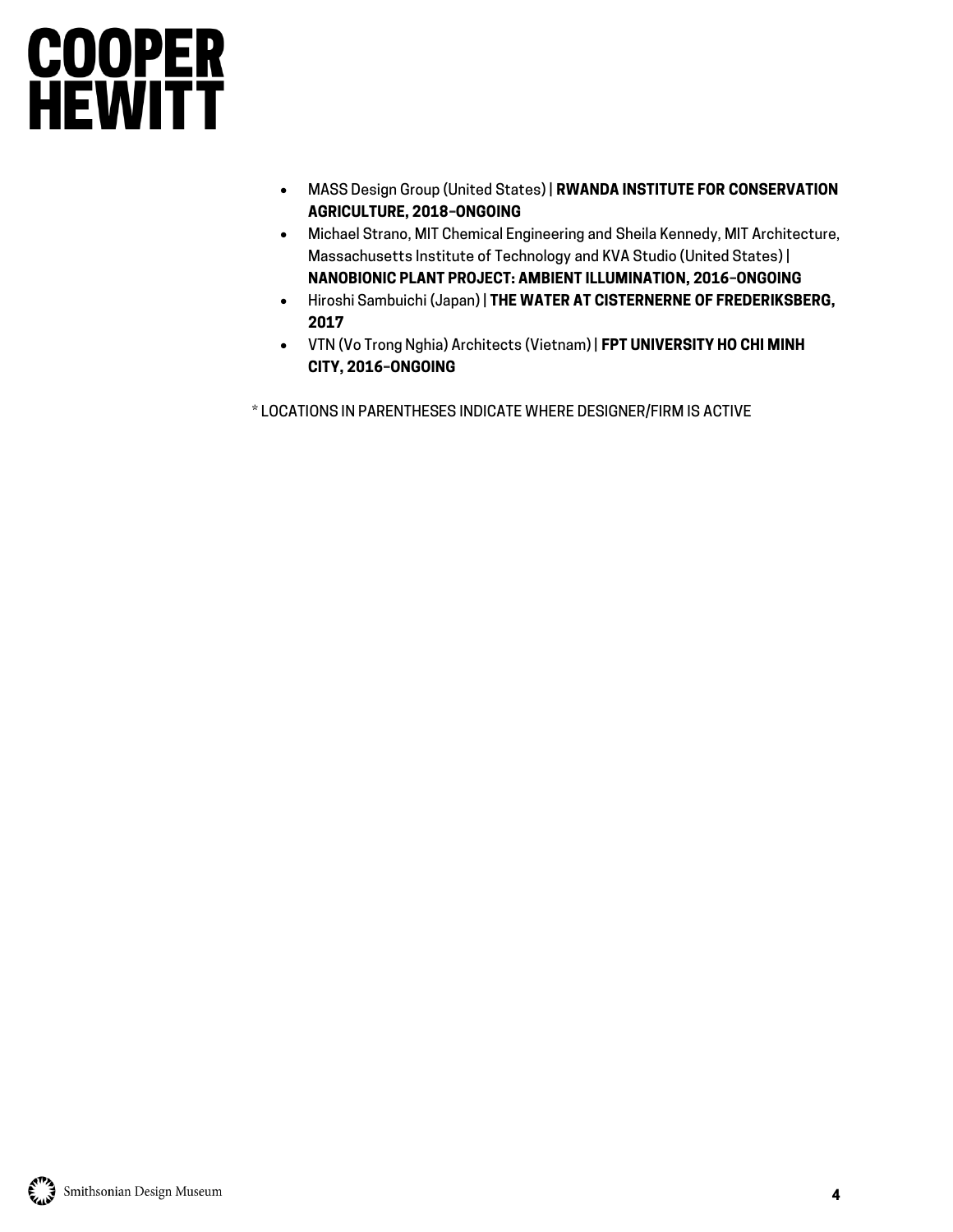- MASS Design Group (United States) | **RWANDA INSTITUTE FOR CONSERVATION AGRICULTURE, 2018–ONGOING**
- Michael Strano, MIT Chemical Engineering and Sheila Kennedy, MIT Architecture, Massachusetts Institute of Technology and KVA Studio (United States) | **NANOBIONIC PLANT PROJECT: AMBIENT ILLUMINATION, 2016–ONGOING**
- Hiroshi Sambuichi (Japan) | **THE WATER AT CISTERNERNE OF FREDERIKSBERG, 2017**
- VTN (Vo Trong Nghia) Architects (Vietnam) | **FPT UNIVERSITY HO CHI MINH CITY, 2016–ONGOING**

* LOCATIONS IN PARENTHESES INDICATE WHERE DESIGNER/FIRM IS ACTIVE